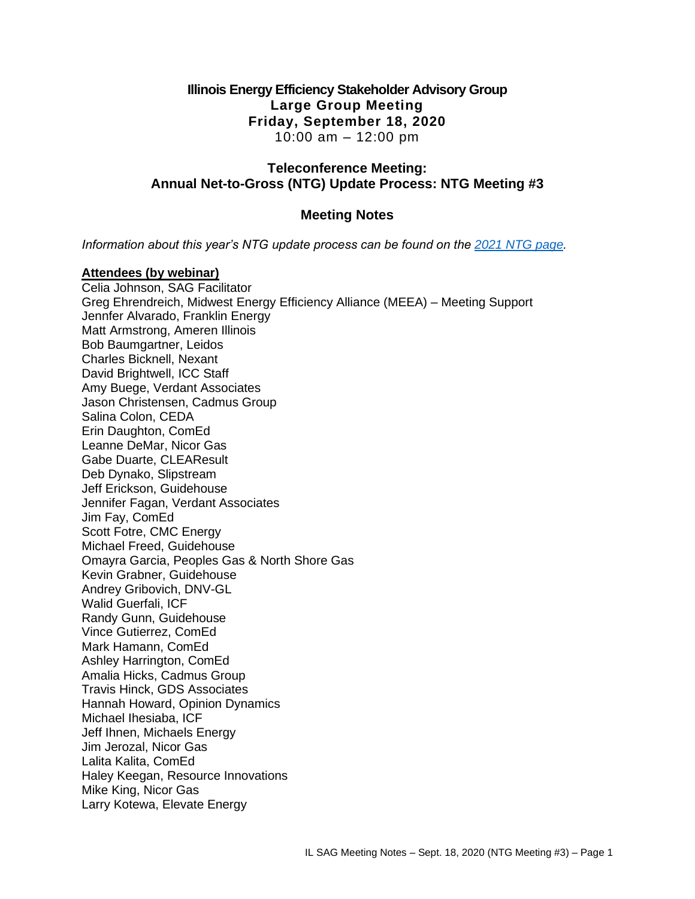# Illinois Energy Efficiency Stakeholder Advisory Group

## Large Group Meeting

## Friday, September 18, 2020

10:00 am – 12:00 pm

## Teleconference Meeting: Annual Net-to-Gross (NTG) Update Process: NTG Meeting #3

## Meeting Notes

*Information about this year's NTG update process can be found on the [2021 NTG page](2021 NTG page).*

**Attendees (by webinar)**

Celia Johnson, SAG Facilitator
Greg Ehrendreich, Midwest Energy Efficiency Alliance (MEEA) – Meeting Support
Jennfer Alvarado, Franklin Energy
Matt Armstrong, Ameren Illinois
Bob Baumgartner, Leidos
Charles Bicknell, Nexant
David Brightwell, ICC Staff
Amy Buege, Verdant Associates
Jason Christensen, Cadmus Group
Salina Colon, CEDA
Erin Daughton, ComEd
Leanne DeMar, Nicor Gas
Gabe Duarte, CLEAResult
Deb Dynako, Slipstream
Jeff Erickson, Guidehouse
Jennifer Fagan, Verdant Associates
Jim Fay, ComEd
Scott Fotre, CMC Energy
Michael Freed, Guidehouse
Omayra Garcia, Peoples Gas & North Shore Gas
Kevin Grabner, Guidehouse
Andrey Gribovich, DNV-GL
Walid Guerfali, ICF
Randy Gunn, Guidehouse
Vince Gutierrez, ComEd
Mark Hamann, ComEd
Ashley Harrington, ComEd
Amalia Hicks, Cadmus Group
Travis Hinck, GDS Associates
Hannah Howard, Opinion Dynamics
Michael Ihesiaba, ICF
Jeff Ihnen, Michaels Energy
Jim Jerozal, Nicor Gas
Lalita Kalita, ComEd
Haley Keegan, Resource Innovations
Mike King, Nicor Gas
Larry Kotewa, Elevate Energy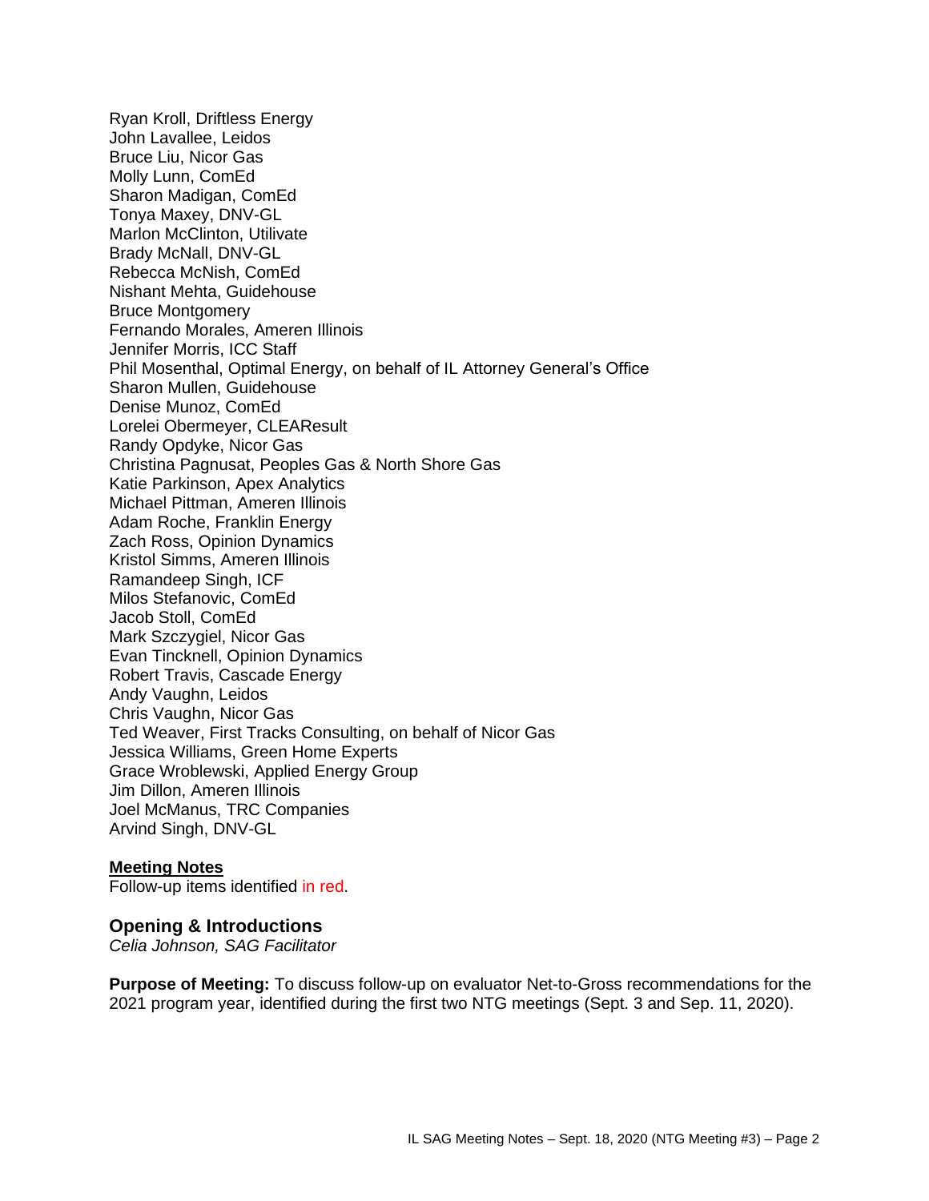Ryan Kroll, Driftless Energy
John Lavallee, Leidos
Bruce Liu, Nicor Gas
Molly Lunn, ComEd
Sharon Madigan, ComEd
Tonya Maxey, DNV-GL
Marlon McClinton, Utilivate
Brady McNall, DNV-GL
Rebecca McNish, ComEd
Nishant Mehta, Guidehouse
Bruce Montgomery
Fernando Morales, Ameren Illinois
Jennifer Morris, ICC Staff
Phil Mosenthal, Optimal Energy, on behalf of IL Attorney General's Office
Sharon Mullen, Guidehouse
Denise Munoz, ComEd
Lorelei Obermeyer, CLEAResult
Randy Opdyke, Nicor Gas
Christina Pagnusat, Peoples Gas & North Shore Gas
Katie Parkinson, Apex Analytics
Michael Pittman, Ameren Illinois
Adam Roche, Franklin Energy
Zach Ross, Opinion Dynamics
Kristol Simms, Ameren Illinois
Ramandeep Singh, ICF
Milos Stefanovic, ComEd
Jacob Stoll, ComEd
Mark Szczygiel, Nicor Gas
Evan Tincknell, Opinion Dynamics
Robert Travis, Cascade Energy
Andy Vaughn, Leidos
Chris Vaughn, Nicor Gas
Ted Weaver, First Tracks Consulting, on behalf of Nicor Gas
Jessica Williams, Green Home Experts
Grace Wroblewski, Applied Energy Group
Jim Dillon, Ameren Illinois
Joel McManus, TRC Companies
Arvind Singh, DNV-GL

**Meeting Notes**

Follow-up items identified in red.

### Opening & Introductions

*Celia Johnson, SAG Facilitator*

**Purpose of Meeting:** To discuss follow-up on evaluator Net-to-Gross recommendations for the 2021 program year, identified during the first two NTG meetings (Sept. 3 and Sep. 11, 2020).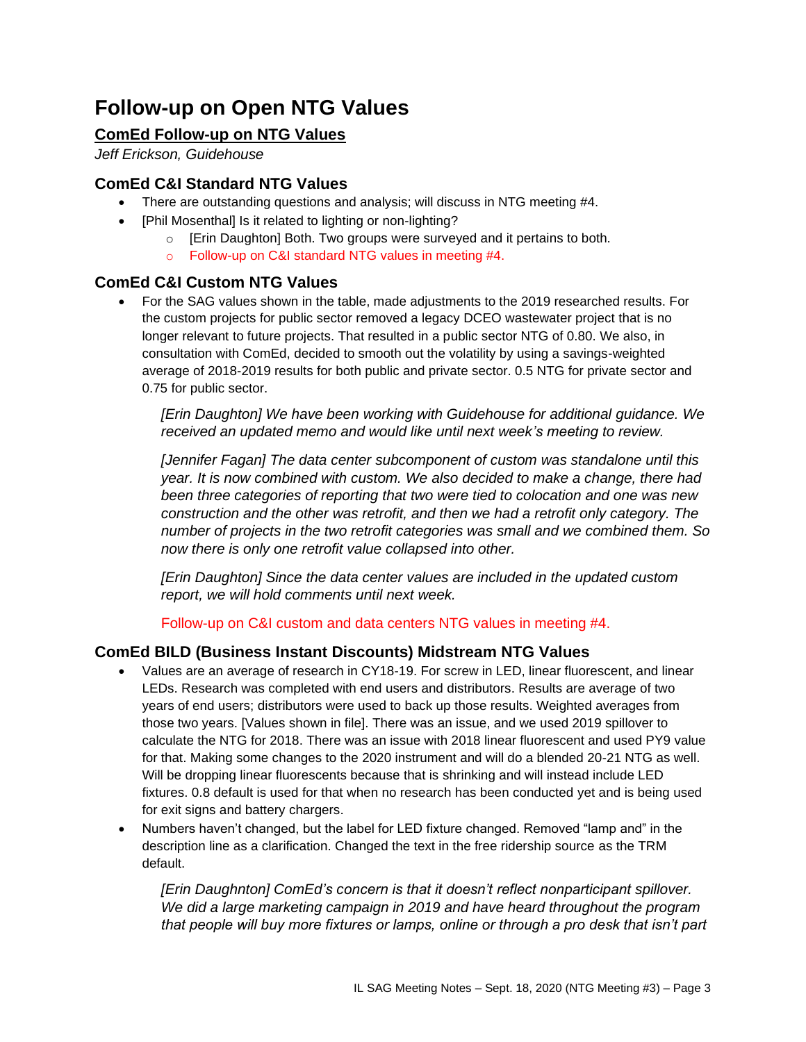# Follow-up on Open NTG Values

## ComEd Follow-up on NTG Values

*Jeff Erickson, Guidehouse*

### ComEd C&I Standard NTG Values

- There are outstanding questions and analysis; will discuss in NTG meeting #4.
- [Phil Mosenthal] Is it related to lighting or non-lighting?
    - [Erin Daughton] Both. Two groups were surveyed and it pertains to both.
    - Follow-up on C&I standard NTG values in meeting #4.

### ComEd C&I Custom NTG Values

- For the SAG values shown in the table, made adjustments to the 2019 researched results. For the custom projects for public sector removed a legacy DCEO wastewater project that is no longer relevant to future projects. That resulted in a public sector NTG of 0.80. We also, in consultation with ComEd, decided to smooth out the volatility by using a savings-weighted average of 2018-2019 results for both public and private sector. 0.5 NTG for private sector and 0.75 for public sector.

  *[Erin Daughton] We have been working with Guidehouse for additional guidance. We received an updated memo and would like until next week's meeting to review.*

  *[Jennifer Fagan] The data center subcomponent of custom was standalone until this year. It is now combined with custom. We also decided to make a change, there had been three categories of reporting that two were tied to colocation and one was new construction and the other was retrofit, and then we had a retrofit only category. The number of projects in the two retrofit categories was small and we combined them. So now there is only one retrofit value collapsed into other.*

  *[Erin Daughton] Since the data center values are included in the updated custom report, we will hold comments until next week.*

  Follow-up on C&I custom and data centers NTG values in meeting #4.

### ComEd BILD (Business Instant Discounts) Midstream NTG Values

- Values are an average of research in CY18-19. For screw in LED, linear fluorescent, and linear LEDs. Research was completed with end users and distributors. Results are average of two years of end users; distributors were used to back up those results. Weighted averages from those two years. [Values shown in file]. There was an issue, and we used 2019 spillover to calculate the NTG for 2018. There was an issue with 2018 linear fluorescent and used PY9 value for that. Making some changes to the 2020 instrument and will do a blended 20-21 NTG as well. Will be dropping linear fluorescents because that is shrinking and will instead include LED fixtures. 0.8 default is used for that when no research has been conducted yet and is being used for exit signs and battery chargers.
- Numbers haven't changed, but the label for LED fixture changed. Removed "lamp and" in the description line as a clarification. Changed the text in the free ridership source as the TRM default.

  *[Erin Daughnton] ComEd's concern is that it doesn't reflect nonparticipant spillover. We did a large marketing campaign in 2019 and have heard throughout the program that people will buy more fixtures or lamps, online or through a pro desk that isn't part*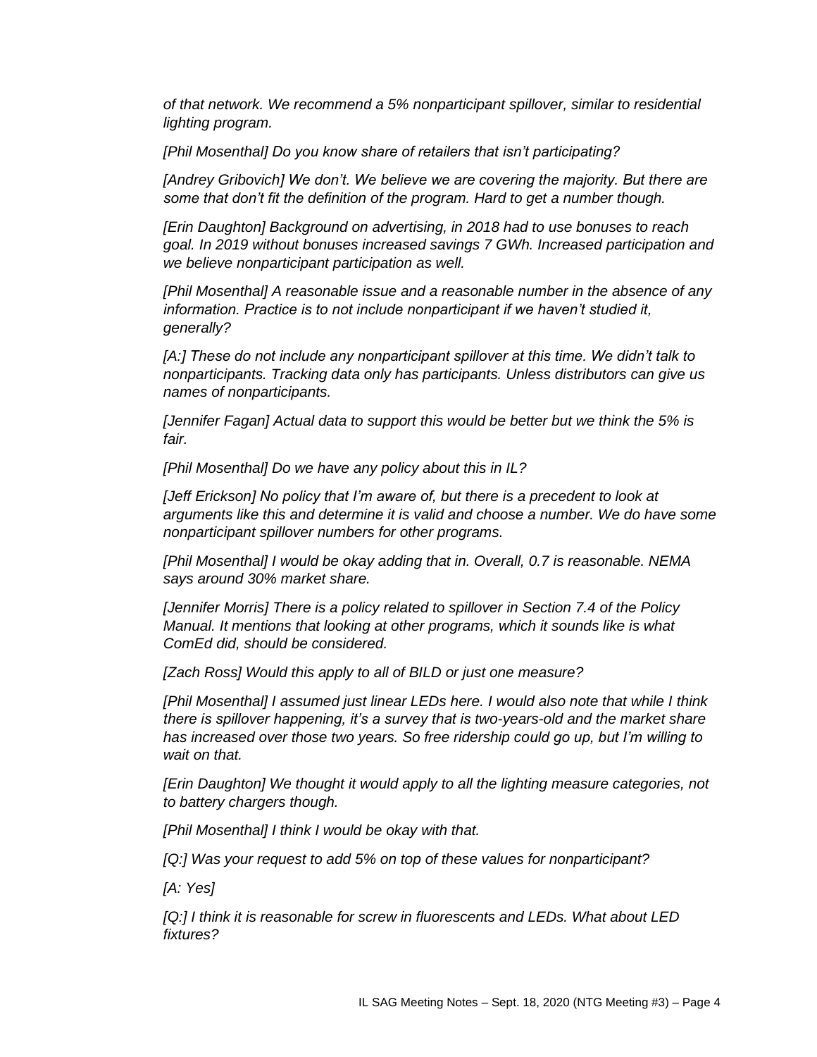*of that network. We recommend a 5% nonparticipant spillover, similar to residential lighting program.*

*[Phil Mosenthal] Do you know share of retailers that isn't participating?*

*[Andrey Gribovich] We don't. We believe we are covering the majority. But there are some that don't fit the definition of the program. Hard to get a number though.*

*[Erin Daughton] Background on advertising, in 2018 had to use bonuses to reach goal. In 2019 without bonuses increased savings 7 GWh. Increased participation and we believe nonparticipant participation as well.*

*[Phil Mosenthal] A reasonable issue and a reasonable number in the absence of any information. Practice is to not include nonparticipant if we haven't studied it, generally?*

*[A:] These do not include any nonparticipant spillover at this time. We didn't talk to nonparticipants. Tracking data only has participants. Unless distributors can give us names of nonparticipants.*

*[Jennifer Fagan] Actual data to support this would be better but we think the 5% is fair.*

*[Phil Mosenthal] Do we have any policy about this in IL?*

*[Jeff Erickson] No policy that I'm aware of, but there is a precedent to look at arguments like this and determine it is valid and choose a number. We do have some nonparticipant spillover numbers for other programs.*

*[Phil Mosenthal] I would be okay adding that in. Overall, 0.7 is reasonable. NEMA says around 30% market share.*

*[Jennifer Morris] There is a policy related to spillover in Section 7.4 of the Policy Manual. It mentions that looking at other programs, which it sounds like is what ComEd did, should be considered.*

*[Zach Ross] Would this apply to all of BILD or just one measure?*

*[Phil Mosenthal] I assumed just linear LEDs here. I would also note that while I think there is spillover happening, it's a survey that is two-years-old and the market share has increased over those two years. So free ridership could go up, but I'm willing to wait on that.*

*[Erin Daughton] We thought it would apply to all the lighting measure categories, not to battery chargers though.*

*[Phil Mosenthal] I think I would be okay with that.*

*[Q:] Was your request to add 5% on top of these values for nonparticipant?*

*[A: Yes]*

*[Q:] I think it is reasonable for screw in fluorescents and LEDs. What about LED fixtures?*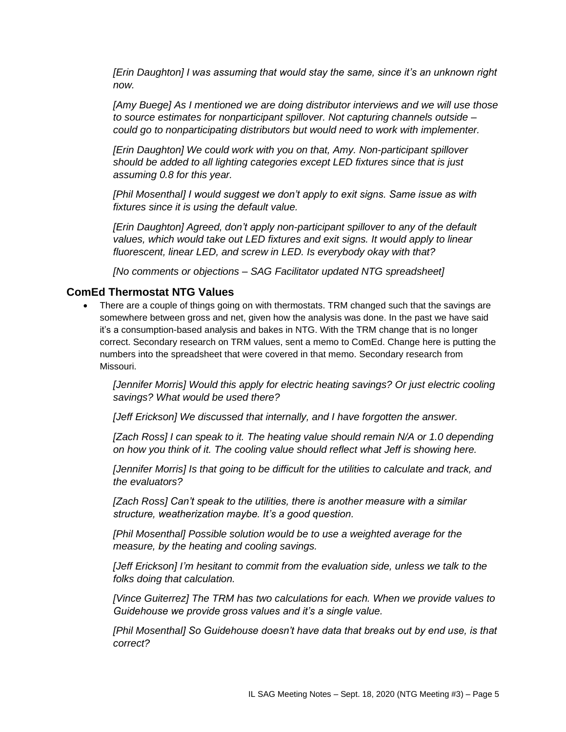*[Erin Daughton] I was assuming that would stay the same, since it's an unknown right now.*

*[Amy Buege] As I mentioned we are doing distributor interviews and we will use those to source estimates for nonparticipant spillover. Not capturing channels outside – could go to nonparticipating distributors but would need to work with implementer.*

*[Erin Daughton] We could work with you on that, Amy. Non-participant spillover should be added to all lighting categories except LED fixtures since that is just assuming 0.8 for this year.*

*[Phil Mosenthal] I would suggest we don't apply to exit signs. Same issue as with fixtures since it is using the default value.*

*[Erin Daughton] Agreed, don't apply non-participant spillover to any of the default values, which would take out LED fixtures and exit signs. It would apply to linear fluorescent, linear LED, and screw in LED. Is everybody okay with that?*

*[No comments or objections – SAG Facilitator updated NTG spreadsheet]*

### ComEd Thermostat NTG Values

- There are a couple of things going on with thermostats. TRM changed such that the savings are somewhere between gross and net, given how the analysis was done. In the past we have said it's a consumption-based analysis and bakes in NTG. With the TRM change that is no longer correct. Secondary research on TRM values, sent a memo to ComEd. Change here is putting the numbers into the spreadsheet that were covered in that memo. Secondary research from Missouri.

  *[Jennifer Morris] Would this apply for electric heating savings? Or just electric cooling savings? What would be used there?*

  *[Jeff Erickson] We discussed that internally, and I have forgotten the answer.*

  *[Zach Ross] I can speak to it. The heating value should remain N/A or 1.0 depending on how you think of it. The cooling value should reflect what Jeff is showing here.*

  *[Jennifer Morris] Is that going to be difficult for the utilities to calculate and track, and the evaluators?*

  *[Zach Ross] Can't speak to the utilities, there is another measure with a similar structure, weatherization maybe. It's a good question.*

  *[Phil Mosenthal] Possible solution would be to use a weighted average for the measure, by the heating and cooling savings.*

  *[Jeff Erickson] I'm hesitant to commit from the evaluation side, unless we talk to the folks doing that calculation.*

  *[Vince Guiterrez] The TRM has two calculations for each. When we provide values to Guidehouse we provide gross values and it's a single value.*

  *[Phil Mosenthal] So Guidehouse doesn't have data that breaks out by end use, is that correct?*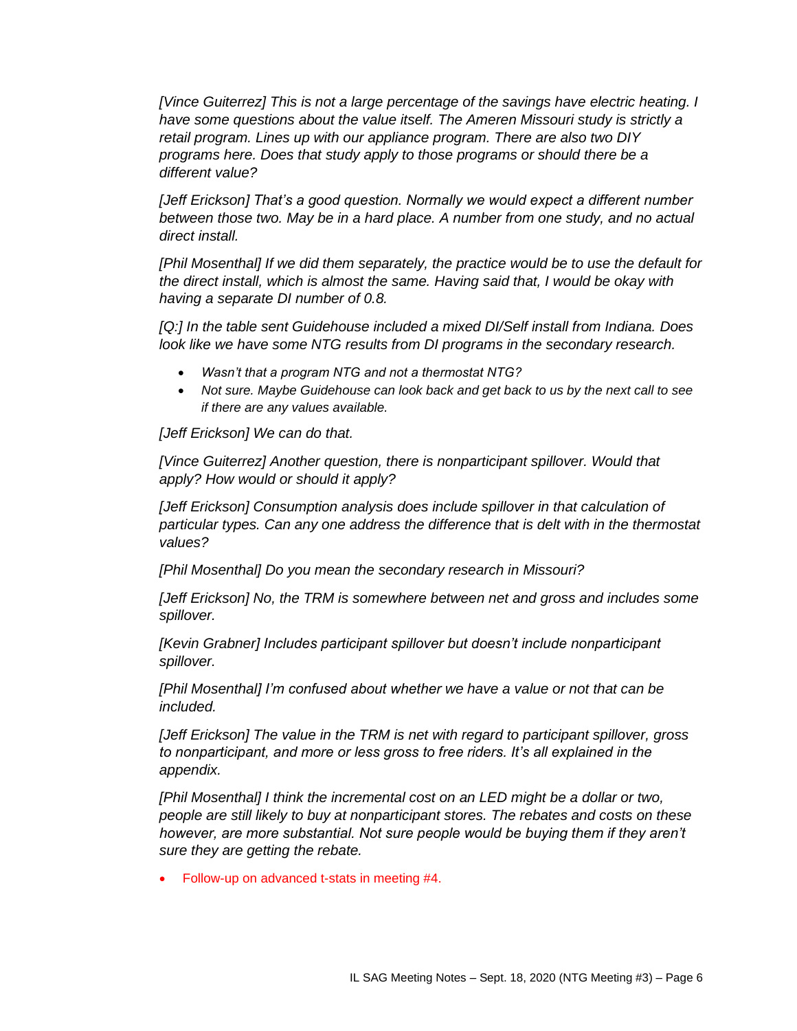*[Vince Guiterrez] This is not a large percentage of the savings have electric heating. I have some questions about the value itself. The Ameren Missouri study is strictly a retail program. Lines up with our appliance program. There are also two DIY programs here. Does that study apply to those programs or should there be a different value?*

*[Jeff Erickson] That's a good question. Normally we would expect a different number between those two. May be in a hard place. A number from one study, and no actual direct install.*

*[Phil Mosenthal] If we did them separately, the practice would be to use the default for the direct install, which is almost the same. Having said that, I would be okay with having a separate DI number of 0.8.*

*[Q:] In the table sent Guidehouse included a mixed DI/Self install from Indiana. Does look like we have some NTG results from DI programs in the secondary research.*

- *Wasn't that a program NTG and not a thermostat NTG?*
- *Not sure. Maybe Guidehouse can look back and get back to us by the next call to see if there are any values available.*

*[Jeff Erickson] We can do that.*

*[Vince Guiterrez] Another question, there is nonparticipant spillover. Would that apply? How would or should it apply?*

*[Jeff Erickson] Consumption analysis does include spillover in that calculation of particular types. Can any one address the difference that is delt with in the thermostat values?*

*[Phil Mosenthal] Do you mean the secondary research in Missouri?*

*[Jeff Erickson] No, the TRM is somewhere between net and gross and includes some spillover.*

*[Kevin Grabner] Includes participant spillover but doesn't include nonparticipant spillover.*

*[Phil Mosenthal] I'm confused about whether we have a value or not that can be included.*

*[Jeff Erickson] The value in the TRM is net with regard to participant spillover, gross to nonparticipant, and more or less gross to free riders. It's all explained in the appendix.*

*[Phil Mosenthal] I think the incremental cost on an LED might be a dollar or two, people are still likely to buy at nonparticipant stores. The rebates and costs on these however, are more substantial. Not sure people would be buying them if they aren't sure they are getting the rebate.*

- Follow-up on advanced t-stats in meeting #4.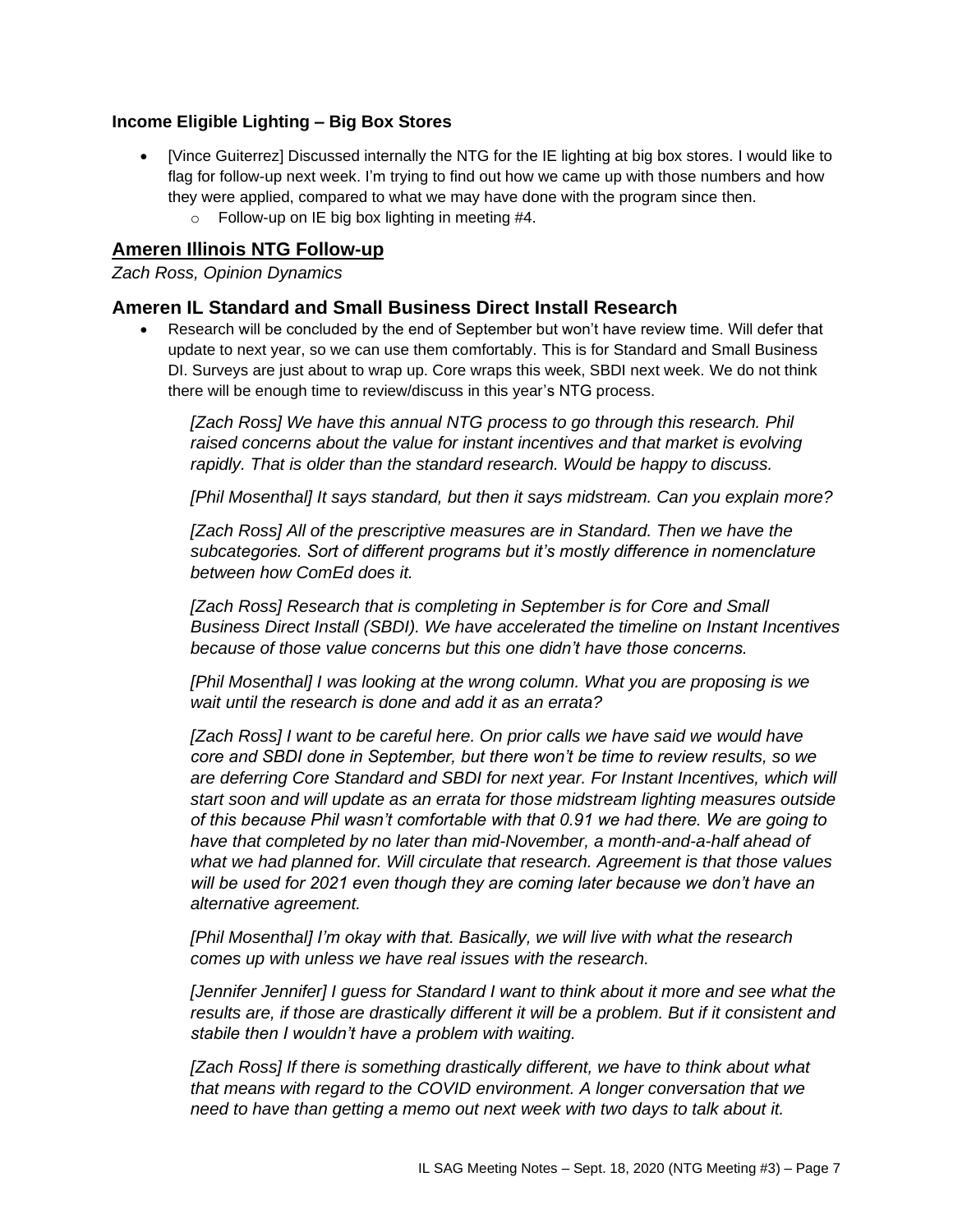### Income Eligible Lighting – Big Box Stores

- [Vince Guiterrez] Discussed internally the NTG for the IE lighting at big box stores. I would like to flag for follow-up next week. I'm trying to find out how we came up with those numbers and how they were applied, compared to what we may have done with the program since then.
  - Follow-up on IE big box lighting in meeting #4.

## Ameren Illinois NTG Follow-up

*Zach Ross, Opinion Dynamics*

### Ameren IL Standard and Small Business Direct Install Research

- Research will be concluded by the end of September but won't have review time. Will defer that update to next year, so we can use them comfortably. This is for Standard and Small Business DI. Surveys are just about to wrap up. Core wraps this week, SBDI next week. We do not think there will be enough time to review/discuss in this year's NTG process.

  *[Zach Ross] We have this annual NTG process to go through this research. Phil raised concerns about the value for instant incentives and that market is evolving rapidly. That is older than the standard research. Would be happy to discuss.*

  *[Phil Mosenthal] It says standard, but then it says midstream. Can you explain more?*

  *[Zach Ross] All of the prescriptive measures are in Standard. Then we have the subcategories. Sort of different programs but it's mostly difference in nomenclature between how ComEd does it.*

  *[Zach Ross] Research that is completing in September is for Core and Small Business Direct Install (SBDI). We have accelerated the timeline on Instant Incentives because of those value concerns but this one didn't have those concerns.*

  *[Phil Mosenthal] I was looking at the wrong column. What you are proposing is we wait until the research is done and add it as an errata?*

  *[Zach Ross] I want to be careful here. On prior calls we have said we would have core and SBDI done in September, but there won't be time to review results, so we are deferring Core Standard and SBDI for next year. For Instant Incentives, which will start soon and will update as an errata for those midstream lighting measures outside of this because Phil wasn't comfortable with that 0.91 we had there. We are going to have that completed by no later than mid-November, a month-and-a-half ahead of what we had planned for. Will circulate that research. Agreement is that those values will be used for 2021 even though they are coming later because we don't have an alternative agreement.*

  *[Phil Mosenthal] I'm okay with that. Basically, we will live with what the research comes up with unless we have real issues with the research.*

  *[Jennifer Jennifer] I guess for Standard I want to think about it more and see what the results are, if those are drastically different it will be a problem. But if it consistent and stabile then I wouldn't have a problem with waiting.*

  *[Zach Ross] If there is something drastically different, we have to think about what that means with regard to the COVID environment. A longer conversation that we need to have than getting a memo out next week with two days to talk about it.*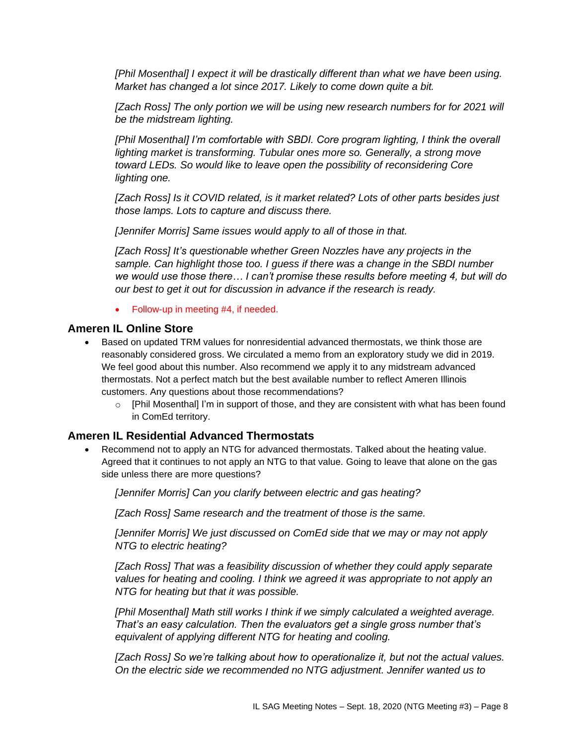*[Phil Mosenthal] I expect it will be drastically different than what we have been using. Market has changed a lot since 2017. Likely to come down quite a bit.*

*[Zach Ross] The only portion we will be using new research numbers for for 2021 will be the midstream lighting.*

*[Phil Mosenthal] I'm comfortable with SBDI. Core program lighting, I think the overall lighting market is transforming. Tubular ones more so. Generally, a strong move toward LEDs. So would like to leave open the possibility of reconsidering Core lighting one.*

*[Zach Ross] Is it COVID related, is it market related? Lots of other parts besides just those lamps. Lots to capture and discuss there.*

*[Jennifer Morris] Same issues would apply to all of those in that.*

*[Zach Ross] It's questionable whether Green Nozzles have any projects in the sample. Can highlight those too. I guess if there was a change in the SBDI number we would use those there… I can't promise these results before meeting 4, but will do our best to get it out for discussion in advance if the research is ready.*

- Follow-up in meeting #4, if needed.

## Ameren IL Online Store

- Based on updated TRM values for nonresidential advanced thermostats, we think those are reasonably considered gross. We circulated a memo from an exploratory study we did in 2019. We feel good about this number. Also recommend we apply it to any midstream advanced thermostats. Not a perfect match but the best available number to reflect Ameren Illinois customers. Any questions about those recommendations?
  - [Phil Mosenthal] I'm in support of those, and they are consistent with what has been found in ComEd territory.

## Ameren IL Residential Advanced Thermostats

- Recommend not to apply an NTG for advanced thermostats. Talked about the heating value. Agreed that it continues to not apply an NTG to that value. Going to leave that alone on the gas side unless there are more questions?

*[Jennifer Morris] Can you clarify between electric and gas heating?*

*[Zach Ross] Same research and the treatment of those is the same.*

*[Jennifer Morris] We just discussed on ComEd side that we may or may not apply NTG to electric heating?*

*[Zach Ross] That was a feasibility discussion of whether they could apply separate values for heating and cooling. I think we agreed it was appropriate to not apply an NTG for heating but that it was possible.*

*[Phil Mosenthal] Math still works I think if we simply calculated a weighted average. That's an easy calculation. Then the evaluators get a single gross number that's equivalent of applying different NTG for heating and cooling.*

*[Zach Ross] So we're talking about how to operationalize it, but not the actual values. On the electric side we recommended no NTG adjustment. Jennifer wanted us to*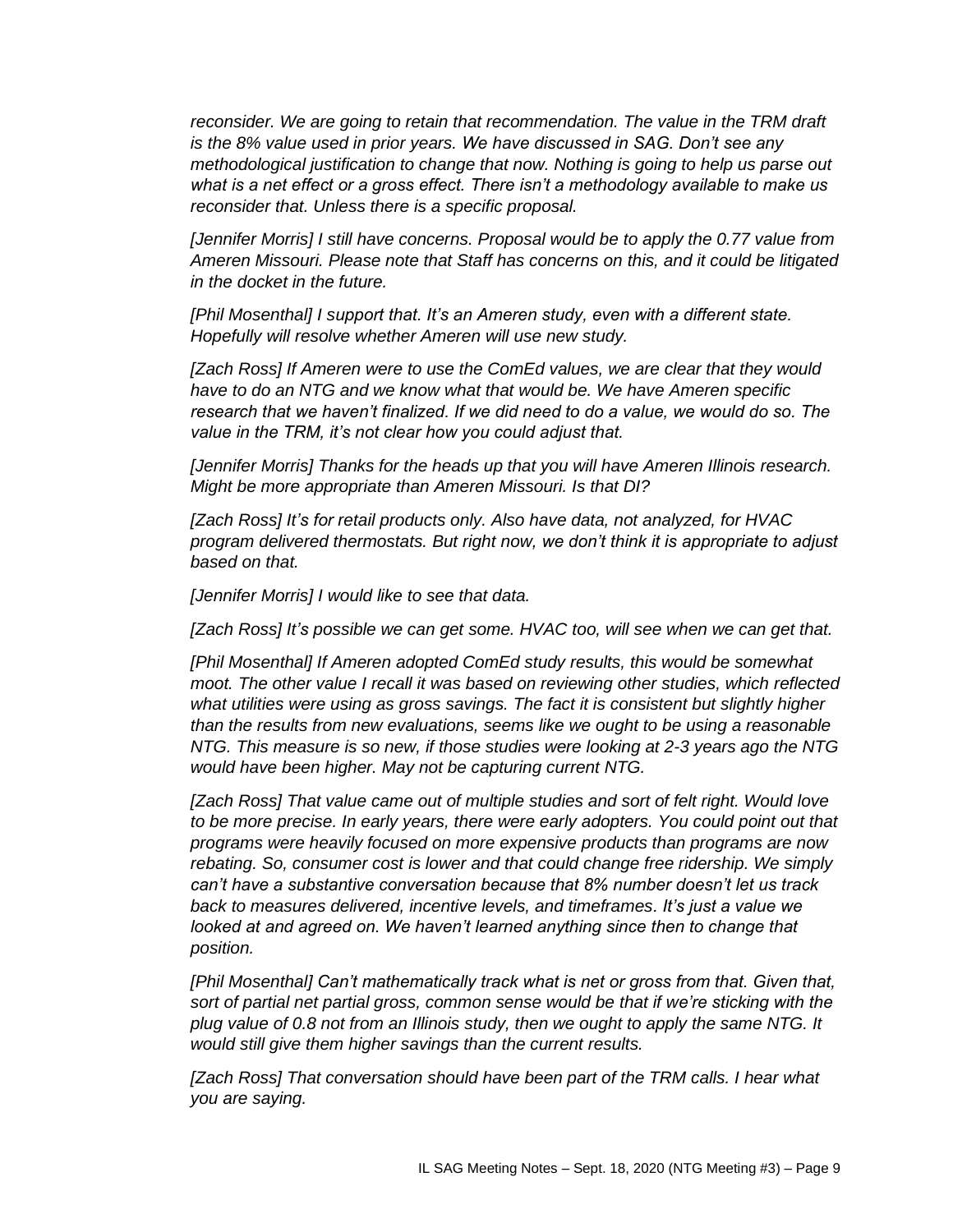*reconsider. We are going to retain that recommendation. The value in the TRM draft is the 8% value used in prior years. We have discussed in SAG. Don't see any methodological justification to change that now. Nothing is going to help us parse out what is a net effect or a gross effect. There isn't a methodology available to make us reconsider that. Unless there is a specific proposal.*

*[Jennifer Morris] I still have concerns. Proposal would be to apply the 0.77 value from Ameren Missouri. Please note that Staff has concerns on this, and it could be litigated in the docket in the future.*

*[Phil Mosenthal] I support that. It's an Ameren study, even with a different state. Hopefully will resolve whether Ameren will use new study.*

*[Zach Ross] If Ameren were to use the ComEd values, we are clear that they would have to do an NTG and we know what that would be. We have Ameren specific research that we haven't finalized. If we did need to do a value, we would do so. The value in the TRM, it's not clear how you could adjust that.*

*[Jennifer Morris] Thanks for the heads up that you will have Ameren Illinois research. Might be more appropriate than Ameren Missouri. Is that DI?*

*[Zach Ross] It's for retail products only. Also have data, not analyzed, for HVAC program delivered thermostats. But right now, we don't think it is appropriate to adjust based on that.*

*[Jennifer Morris] I would like to see that data.*

*[Zach Ross] It's possible we can get some. HVAC too, will see when we can get that.*

*[Phil Mosenthal] If Ameren adopted ComEd study results, this would be somewhat moot. The other value I recall it was based on reviewing other studies, which reflected what utilities were using as gross savings. The fact it is consistent but slightly higher than the results from new evaluations, seems like we ought to be using a reasonable NTG. This measure is so new, if those studies were looking at 2-3 years ago the NTG would have been higher. May not be capturing current NTG.*

*[Zach Ross] That value came out of multiple studies and sort of felt right. Would love to be more precise. In early years, there were early adopters. You could point out that programs were heavily focused on more expensive products than programs are now rebating. So, consumer cost is lower and that could change free ridership. We simply can't have a substantive conversation because that 8% number doesn't let us track back to measures delivered, incentive levels, and timeframes. It's just a value we looked at and agreed on. We haven't learned anything since then to change that position.*

*[Phil Mosenthal] Can't mathematically track what is net or gross from that. Given that, sort of partial net partial gross, common sense would be that if we're sticking with the plug value of 0.8 not from an Illinois study, then we ought to apply the same NTG. It would still give them higher savings than the current results.*

*[Zach Ross] That conversation should have been part of the TRM calls. I hear what you are saying.*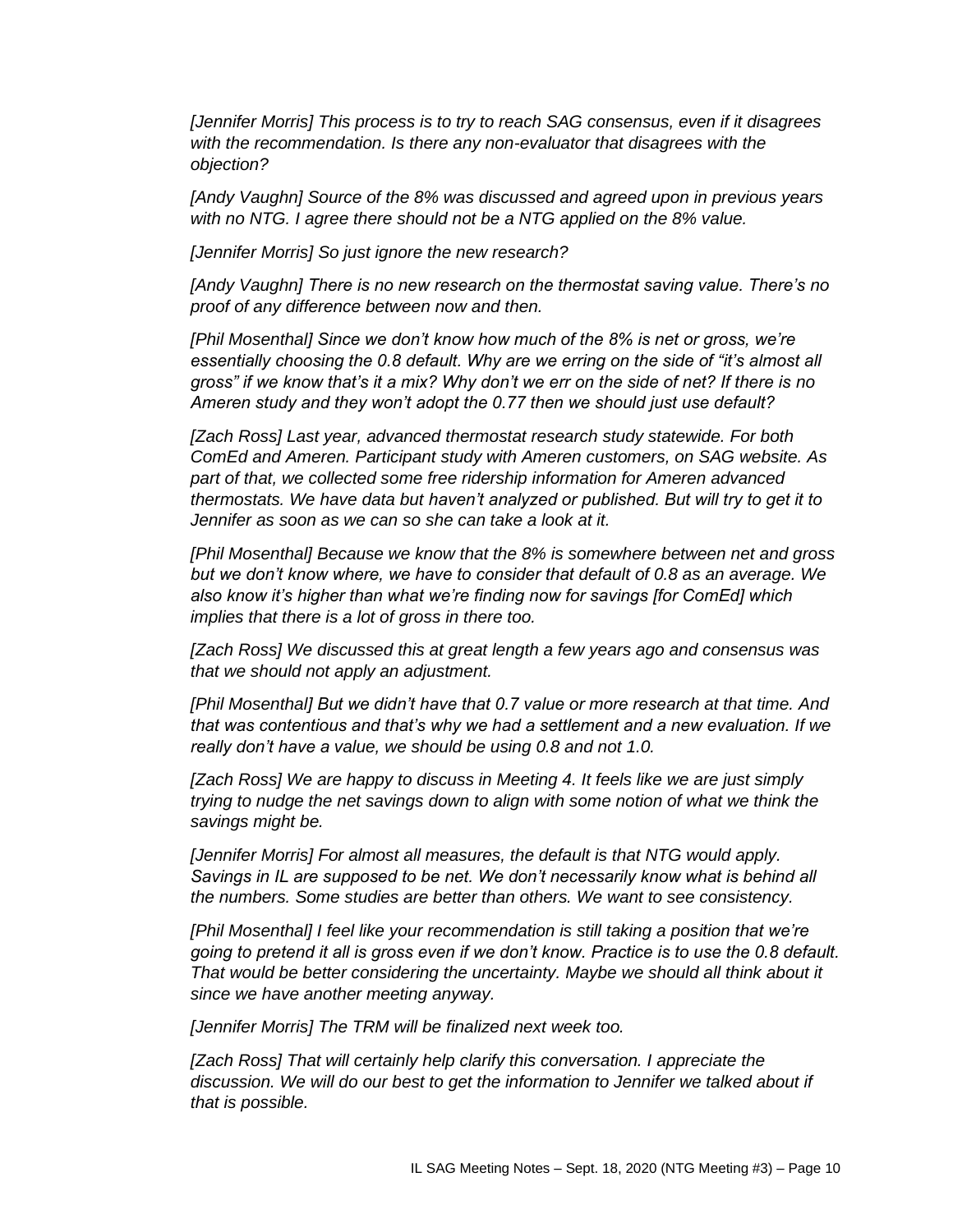*[Jennifer Morris] This process is to try to reach SAG consensus, even if it disagrees with the recommendation. Is there any non-evaluator that disagrees with the objection?*

*[Andy Vaughn] Source of the 8% was discussed and agreed upon in previous years with no NTG. I agree there should not be a NTG applied on the 8% value.*

*[Jennifer Morris] So just ignore the new research?*

*[Andy Vaughn] There is no new research on the thermostat saving value. There's no proof of any difference between now and then.*

*[Phil Mosenthal] Since we don't know how much of the 8% is net or gross, we're essentially choosing the 0.8 default. Why are we erring on the side of "it's almost all gross" if we know that's it a mix? Why don't we err on the side of net? If there is no Ameren study and they won't adopt the 0.77 then we should just use default?*

*[Zach Ross] Last year, advanced thermostat research study statewide. For both ComEd and Ameren. Participant study with Ameren customers, on SAG website. As part of that, we collected some free ridership information for Ameren advanced thermostats. We have data but haven't analyzed or published. But will try to get it to Jennifer as soon as we can so she can take a look at it.*

*[Phil Mosenthal] Because we know that the 8% is somewhere between net and gross but we don't know where, we have to consider that default of 0.8 as an average. We also know it's higher than what we're finding now for savings [for ComEd] which implies that there is a lot of gross in there too.*

*[Zach Ross] We discussed this at great length a few years ago and consensus was that we should not apply an adjustment.*

*[Phil Mosenthal] But we didn't have that 0.7 value or more research at that time. And that was contentious and that's why we had a settlement and a new evaluation. If we really don't have a value, we should be using 0.8 and not 1.0.*

*[Zach Ross] We are happy to discuss in Meeting 4. It feels like we are just simply trying to nudge the net savings down to align with some notion of what we think the savings might be.*

*[Jennifer Morris] For almost all measures, the default is that NTG would apply. Savings in IL are supposed to be net. We don't necessarily know what is behind all the numbers. Some studies are better than others. We want to see consistency.*

*[Phil Mosenthal] I feel like your recommendation is still taking a position that we're going to pretend it all is gross even if we don't know. Practice is to use the 0.8 default. That would be better considering the uncertainty. Maybe we should all think about it since we have another meeting anyway.*

*[Jennifer Morris] The TRM will be finalized next week too.*

*[Zach Ross] That will certainly help clarify this conversation. I appreciate the discussion. We will do our best to get the information to Jennifer we talked about if that is possible.*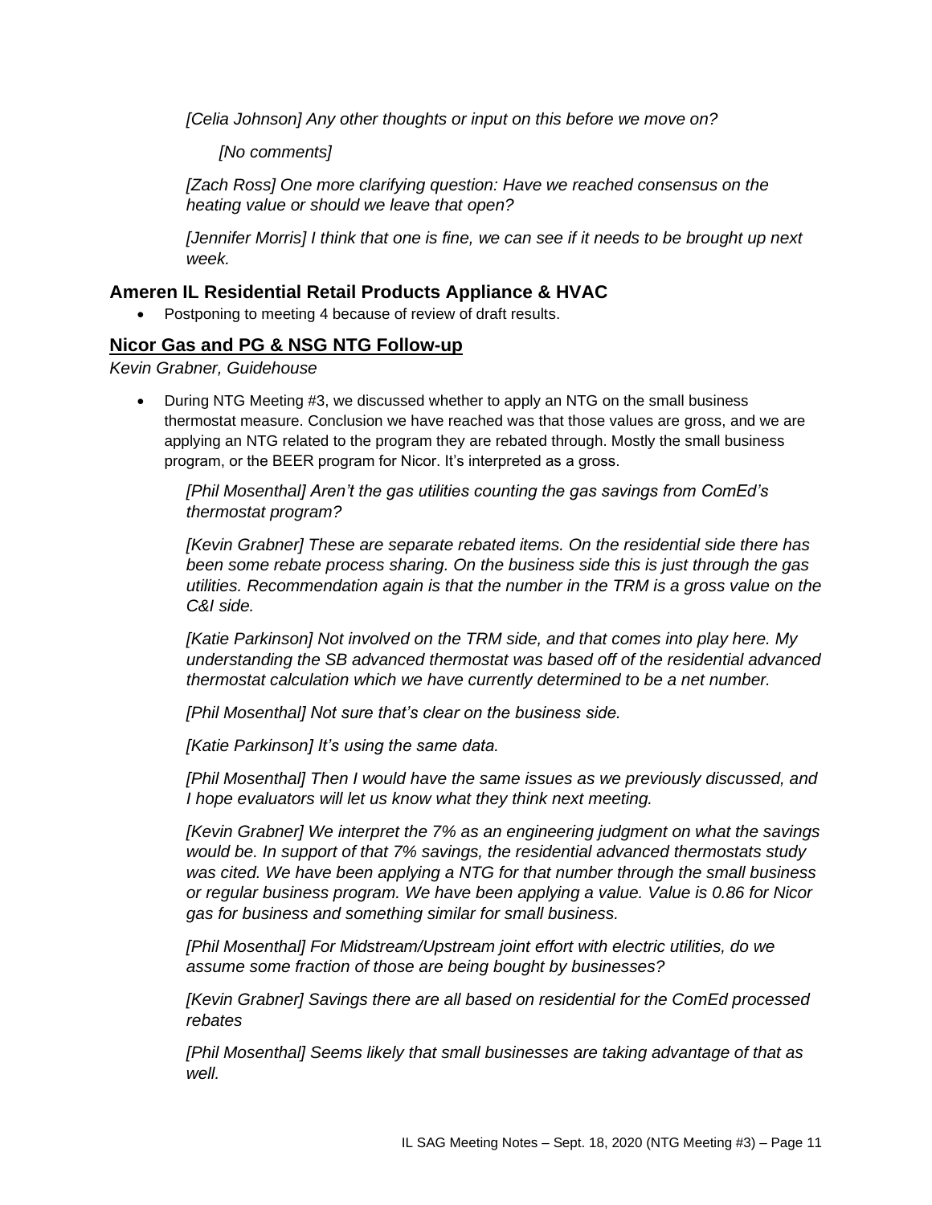*[Celia Johnson] Any other thoughts or input on this before we move on?*

*[No comments]*

*[Zach Ross] One more clarifying question: Have we reached consensus on the heating value or should we leave that open?*

*[Jennifer Morris] I think that one is fine, we can see if it needs to be brought up next week.*

## Ameren IL Residential Retail Products Appliance & HVAC

- Postponing to meeting 4 because of review of draft results.

## Nicor Gas and PG & NSG NTG Follow-up

*Kevin Grabner, Guidehouse*

- During NTG Meeting #3, we discussed whether to apply an NTG on the small business thermostat measure. Conclusion we have reached was that those values are gross, and we are applying an NTG related to the program they are rebated through. Mostly the small business program, or the BEER program for Nicor. It's interpreted as a gross.

*[Phil Mosenthal] Aren't the gas utilities counting the gas savings from ComEd's thermostat program?*

*[Kevin Grabner] These are separate rebated items. On the residential side there has been some rebate process sharing. On the business side this is just through the gas utilities. Recommendation again is that the number in the TRM is a gross value on the C&I side.*

*[Katie Parkinson] Not involved on the TRM side, and that comes into play here. My understanding the SB advanced thermostat was based off of the residential advanced thermostat calculation which we have currently determined to be a net number.*

*[Phil Mosenthal] Not sure that's clear on the business side.*

*[Katie Parkinson] It's using the same data.*

*[Phil Mosenthal] Then I would have the same issues as we previously discussed, and I hope evaluators will let us know what they think next meeting.*

*[Kevin Grabner] We interpret the 7% as an engineering judgment on what the savings would be. In support of that 7% savings, the residential advanced thermostats study was cited. We have been applying a NTG for that number through the small business or regular business program. We have been applying a value. Value is 0.86 for Nicor gas for business and something similar for small business.*

*[Phil Mosenthal] For Midstream/Upstream joint effort with electric utilities, do we assume some fraction of those are being bought by businesses?*

*[Kevin Grabner] Savings there are all based on residential for the ComEd processed rebates*

*[Phil Mosenthal] Seems likely that small businesses are taking advantage of that as well.*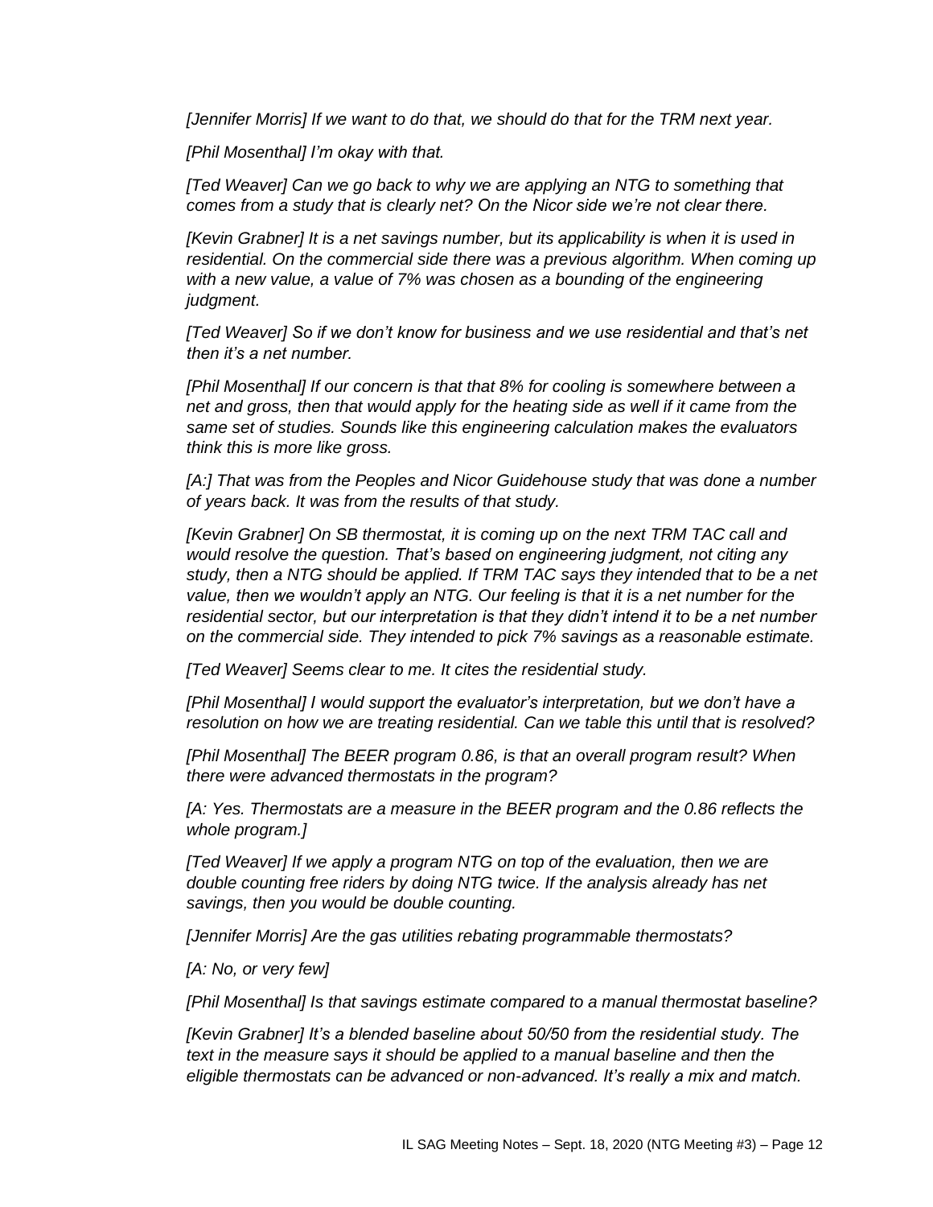*[Jennifer Morris] If we want to do that, we should do that for the TRM next year.*

*[Phil Mosenthal] I'm okay with that.*

*[Ted Weaver] Can we go back to why we are applying an NTG to something that comes from a study that is clearly net? On the Nicor side we're not clear there.*

*[Kevin Grabner] It is a net savings number, but its applicability is when it is used in residential. On the commercial side there was a previous algorithm. When coming up with a new value, a value of 7% was chosen as a bounding of the engineering judgment.*

*[Ted Weaver] So if we don't know for business and we use residential and that's net then it's a net number.*

*[Phil Mosenthal] If our concern is that that 8% for cooling is somewhere between a net and gross, then that would apply for the heating side as well if it came from the same set of studies. Sounds like this engineering calculation makes the evaluators think this is more like gross.*

*[A:] That was from the Peoples and Nicor Guidehouse study that was done a number of years back. It was from the results of that study.*

*[Kevin Grabner] On SB thermostat, it is coming up on the next TRM TAC call and would resolve the question. That's based on engineering judgment, not citing any study, then a NTG should be applied. If TRM TAC says they intended that to be a net value, then we wouldn't apply an NTG. Our feeling is that it is a net number for the residential sector, but our interpretation is that they didn't intend it to be a net number on the commercial side. They intended to pick 7% savings as a reasonable estimate.*

*[Ted Weaver] Seems clear to me. It cites the residential study.*

*[Phil Mosenthal] I would support the evaluator's interpretation, but we don't have a resolution on how we are treating residential. Can we table this until that is resolved?*

*[Phil Mosenthal] The BEER program 0.86, is that an overall program result? When there were advanced thermostats in the program?*

*[A: Yes. Thermostats are a measure in the BEER program and the 0.86 reflects the whole program.]*

*[Ted Weaver] If we apply a program NTG on top of the evaluation, then we are double counting free riders by doing NTG twice. If the analysis already has net savings, then you would be double counting.*

*[Jennifer Morris] Are the gas utilities rebating programmable thermostats?*

*[A: No, or very few]*

*[Phil Mosenthal] Is that savings estimate compared to a manual thermostat baseline?*

*[Kevin Grabner] It's a blended baseline about 50/50 from the residential study. The text in the measure says it should be applied to a manual baseline and then the eligible thermostats can be advanced or non-advanced. It's really a mix and match.*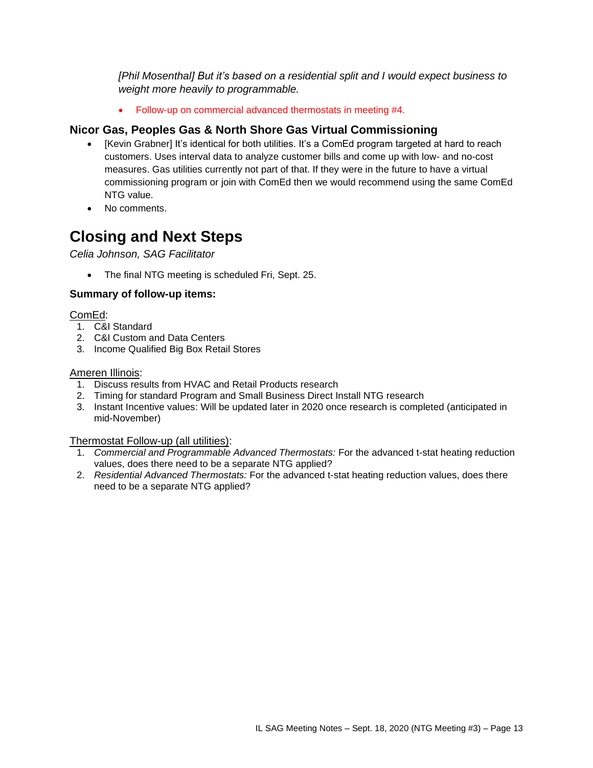*[Phil Mosenthal] But it's based on a residential split and I would expect business to weight more heavily to programmable.*

- Follow-up on commercial advanced thermostats in meeting #4.

### Nicor Gas, Peoples Gas & North Shore Gas Virtual Commissioning

- [Kevin Grabner] It's identical for both utilities. It's a ComEd program targeted at hard to reach customers. Uses interval data to analyze customer bills and come up with low- and no-cost measures. Gas utilities currently not part of that. If they were in the future to have a virtual commissioning program or join with ComEd then we would recommend using the same ComEd NTG value.
- No comments.

## Closing and Next Steps

*Celia Johnson, SAG Facilitator*

- The final NTG meeting is scheduled Fri, Sept. 25.

### Summary of follow-up items:

ComEd:

1. C&I Standard
2. C&I Custom and Data Centers
3. Income Qualified Big Box Retail Stores

Ameren Illinois:

1. Discuss results from HVAC and Retail Products research
2. Timing for standard Program and Small Business Direct Install NTG research
3. Instant Incentive values: Will be updated later in 2020 once research is completed (anticipated in mid-November)

Thermostat Follow-up (all utilities):

1. *Commercial and Programmable Advanced Thermostats:* For the advanced t-stat heating reduction values, does there need to be a separate NTG applied?
2. *Residential Advanced Thermostats:* For the advanced t-stat heating reduction values, does there need to be a separate NTG applied?